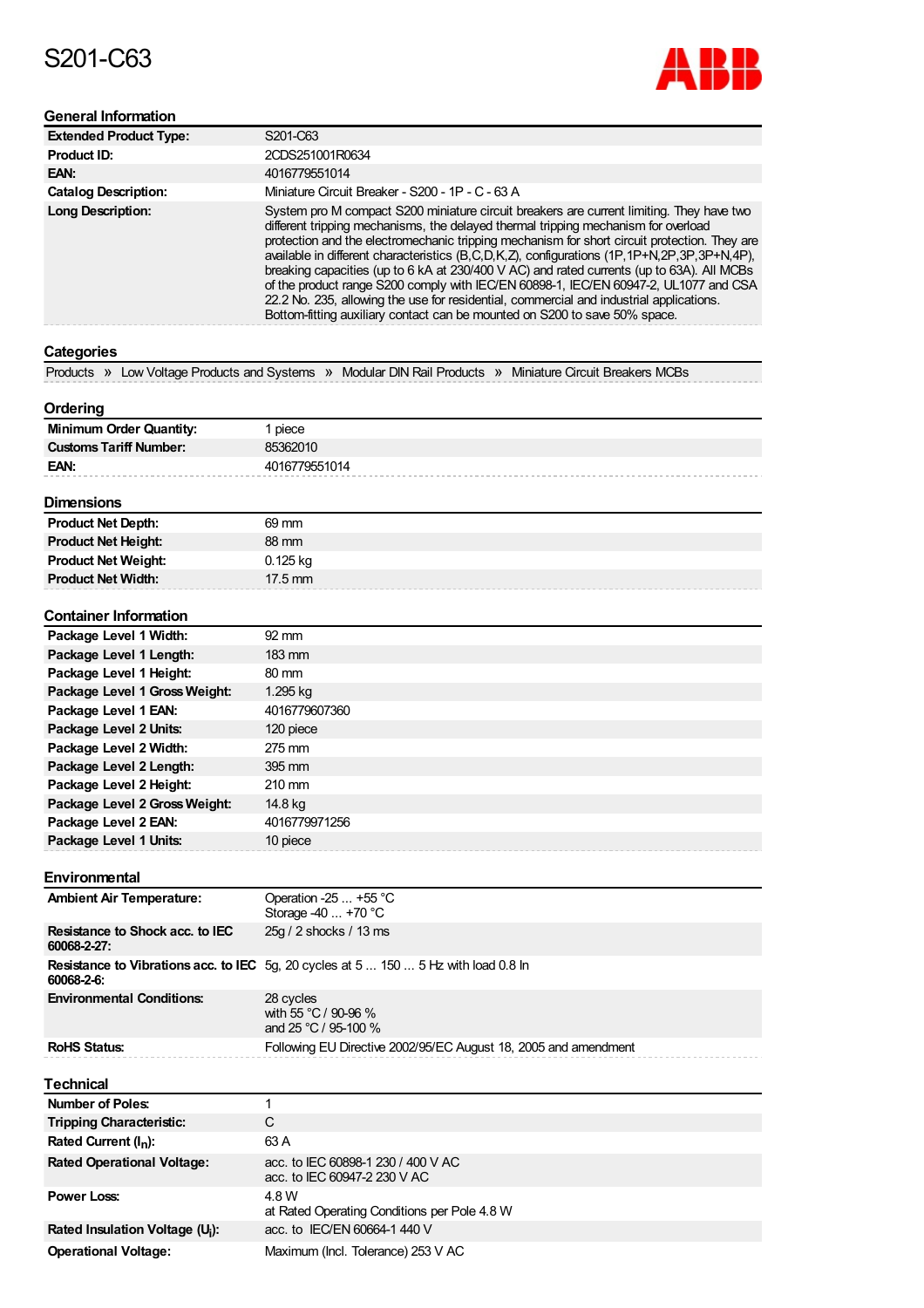# S201-C63

ABB

## General Information

| | |
|---|---|
| **Extended Product Type:** | S201-C63 |
| **Product ID:** | 2CDS251001R0634 |
| **EAN:** | 4016779551014 |
| **Catalog Description:** | Miniature Circuit Breaker - S200 - 1P - C - 63 A |
| **Long Description:** | System pro M compact S200 miniature circuit breakers are current limiting. They have two different tripping mechanisms, the delayed thermal tripping mechanism for overload protection and the electromechanic tripping mechanism for short circuit protection. They are available in different characteristics (B,C,D,K,Z), configurations (1P,1P+N,2P,3P,3P+N,4P), breaking capacities (up to 6 kA at 230/400 V AC) and rated currents (up to 63A). All MCBs of the product range S200 comply with IEC/EN 60898-1, IEC/EN 60947-2, UL1077 and CSA 22.2 No. 235, allowing the use for residential, commercial and industrial applications. Bottom-fitting auxiliary contact can be mounted on S200 to save 50% space. |

## Categories

Products » Low Voltage Products and Systems » Modular DIN Rail Products » Miniature Circuit Breakers MCBs

## Ordering

| | |
|---|---|
| **Minimum Order Quantity:** | 1 piece |
| **Customs Tariff Number:** | 85362010 |
| **EAN:** | 4016779551014 |

## Dimensions

| | |
|---|---|
| **Product Net Depth:** | 69 mm |
| **Product Net Height:** | 88 mm |
| **Product Net Weight:** | 0.125 kg |
| **Product Net Width:** | 17.5 mm |

## Container Information

| | |
|---|---|
| **Package Level 1 Width:** | 92 mm |
| **Package Level 1 Length:** | 183 mm |
| **Package Level 1 Height:** | 80 mm |
| **Package Level 1 Gross Weight:** | 1.295 kg |
| **Package Level 1 EAN:** | 4016779607360 |
| **Package Level 2 Units:** | 120 piece |
| **Package Level 2 Width:** | 275 mm |
| **Package Level 2 Length:** | 395 mm |
| **Package Level 2 Height:** | 210 mm |
| **Package Level 2 Gross Weight:** | 14.8 kg |
| **Package Level 2 EAN:** | 4016779971256 |
| **Package Level 1 Units:** | 10 piece |

## Environmental

| | |
|---|---|
| **Ambient Air Temperature:** | Operation -25 ... +55 °C<br>Storage -40 ... +70 °C |
| **Resistance to Shock acc. to IEC 60068-2-27:** | 25g / 2 shocks / 13 ms |
| **Resistance to Vibrations acc. to IEC 60068-2-6:** | 5g, 20 cycles at 5 ... 150 ... 5 Hz with load 0.8 In |
| **Environmental Conditions:** | 28 cycles<br>with 55 °C / 90-96 %<br>and 25 °C / 95-100 % |
| **RoHS Status:** | Following EU Directive 2002/95/EC August 18, 2005 and amendment |

## Technical

| | |
|---|---|
| **Number of Poles:** | 1 |
| **Tripping Characteristic:** | C |
| **Rated Current ($I_n$):** | 63 A |
| **Rated Operational Voltage:** | acc. to IEC 60898-1 230 / 400 V AC<br>acc. to IEC 60947-2 230 V AC |
| **Power Loss:** | 4.8 W<br>at Rated Operating Conditions per Pole 4.8 W |
| **Rated Insulation Voltage ($U_i$):** | acc. to IEC/EN 60664-1 440 V |
| **Operational Voltage:** | Maximum (Incl. Tolerance) 253 V AC |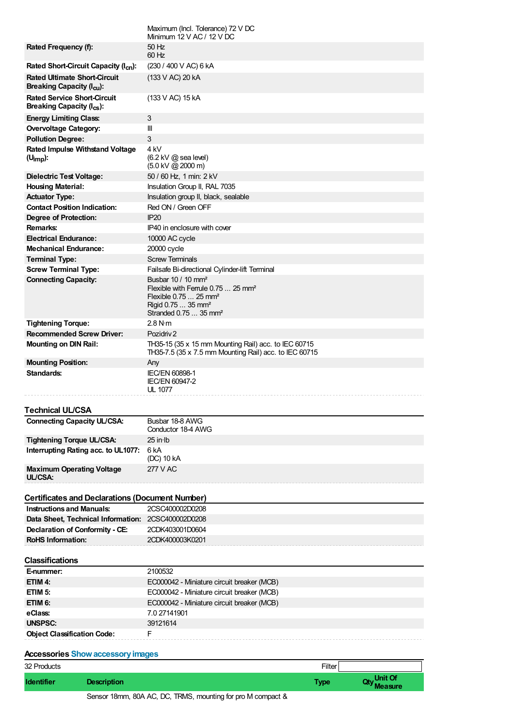| | |
|---|---|
| | Maximum (Incl. Tolerance) 72 V DC<br>Minimum 12 V AC / 12 V DC |
| **Rated Frequency (f):** | 50 Hz<br>60 Hz |
| **Rated Short-Circuit Capacity ($I_{cn}$):** | (230 / 400 V AC) 6 kA |
| **Rated Ultimate Short-Circuit Breaking Capacity ($I_{cu}$):** | (133 V AC) 20 kA |
| **Rated Service Short-Circuit Breaking Capacity ($I_{cs}$):** | (133 V AC) 15 kA |
| **Energy Limiting Class:** | 3 |
| **Overvoltage Category:** | III |
| **Pollution Degree:** | 3 |
| **Rated Impulse Withstand Voltage ($U_{imp}$):** | 4 kV<br>(6.2 kV @ sea level)<br>(5.0 kV @ 2000 m) |
| **Dielectric Test Voltage:** | 50 / 60 Hz, 1 min: 2 kV |
| **Housing Material:** | Insulation Group II, RAL 7035 |
| **Actuator Type:** | Insulation group II, black, sealable |
| **Contact Position Indication:** | Red ON / Green OFF |
| **Degree of Protection:** | IP20 |
| **Remarks:** | IP40 in enclosure with cover |
| **Electrical Endurance:** | 10000 AC cycle |
| **Mechanical Endurance:** | 20000 cycle |
| **Terminal Type:** | Screw Terminals |
| **Screw Terminal Type:** | Failsafe Bi-directional Cylinder-lift Terminal |
| **Connecting Capacity:** | Busbar 10 / 10 mm²<br>Flexible with Ferrule 0.75 ... 25 mm²<br>Flexible 0.75 ... 25 mm²<br>Rigid 0.75 ... 35 mm²<br>Stranded 0.75 ... 35 mm² |
| **Tightening Torque:** | 2.8 N·m |
| **Recommended Screw Driver:** | Pozidriv 2 |
| **Mounting on DIN Rail:** | TH35-15 (35 x 15 mm Mounting Rail) acc. to IEC 60715<br>TH35-7.5 (35 x 7.5 mm Mounting Rail) acc. to IEC 60715 |
| **Mounting Position:** | Any |
| **Standards:** | IEC/EN 60898-1<br>IEC/EN 60947-2<br>UL 1077 |

## Technical UL/CSA

| | |
|---|---|
| **Connecting Capacity UL/CSA:** | Busbar 18-8 AWG<br>Conductor 18-4 AWG |
| **Tightening Torque UL/CSA:** | 25 in·lb |
| **Interrupting Rating acc. to UL1077:** | 6 kA<br>(DC) 10 kA |
| **Maximum Operating Voltage UL/CSA:** | 277 V AC |

## Certificates and Declarations (Document Number)

| | |
|---|---|
| **Instructions and Manuals:** | 2CSC400002D0208 |
| **Data Sheet, Technical Information:** | 2CSC400002D0208 |
| **Declaration of Conformity - CE:** | 2CDK403001D0604 |
| **RoHS Information:** | 2CDK400003K0201 |

## Classifications

| | |
|---|---|
| **E-nummer:** | 2100532 |
| **ETIM 4:** | EC000042 - Miniature circuit breaker (MCB) |
| **ETIM 5:** | EC000042 - Miniature circuit breaker (MCB) |
| **ETIM 6:** | EC000042 - Miniature circuit breaker (MCB) |
| **eClass:** | 7.0 27141901 |
| **UNSPSC:** | 39121614 |
| **Object Classification Code:** | F |

## Accessories Show accessory images

32 Products Filter

| Identifier | Description | Type | Qty | Unit Of Measure |
|---|---|---|---|---|
| | Sensor 18mm, 80A AC, DC, TRMS, mounting for pro M compact & | | | |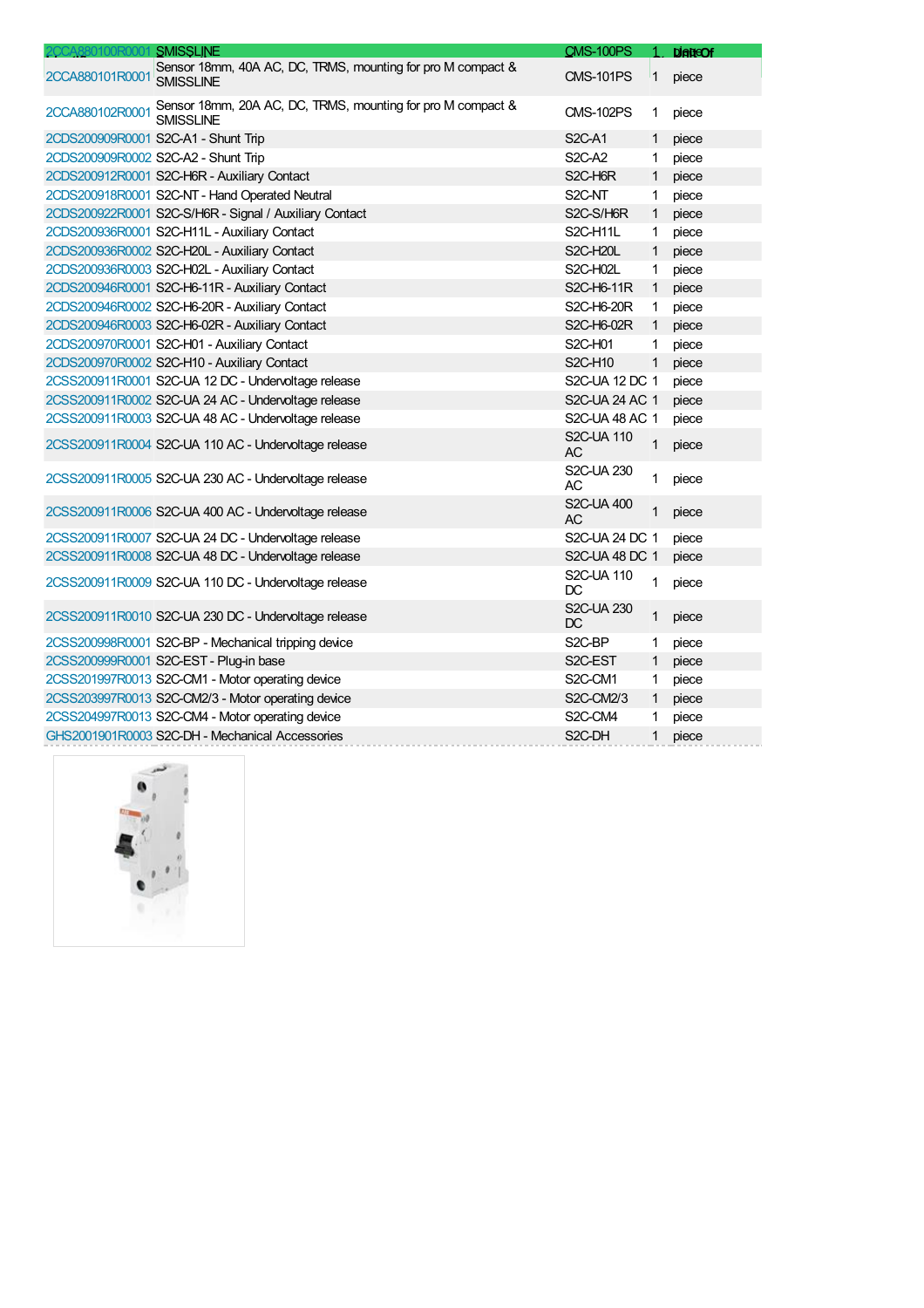| | | | | |
|---|---|---|---|---|
| 2CCA880100R0001 | SMISSLINE | CMS-100PS | 1 | piece |
| 2CCA880101R0001 | Sensor 18mm, 40A AC, DC, TRMS, mounting for pro M compact & SMISSLINE | CMS-101PS | 1 | piece |
| 2CCA880102R0001 | Sensor 18mm, 20A AC, DC, TRMS, mounting for pro M compact & SMISSLINE | CMS-102PS | 1 | piece |
| 2CDS200909R0001 | S2C-A1 - Shunt Trip | S2C-A1 | 1 | piece |
| 2CDS200909R0002 | S2C-A2 - Shunt Trip | S2C-A2 | 1 | piece |
| 2CDS200912R0001 | S2C-H6R - Auxiliary Contact | S2C-H6R | 1 | piece |
| 2CDS200918R0001 | S2C-NT - Hand Operated Neutral | S2C-NT | 1 | piece |
| 2CDS200922R0001 | S2C-S/H6R - Signal / Auxiliary Contact | S2C-S/H6R | 1 | piece |
| 2CDS200936R0001 | S2C-H11L - Auxiliary Contact | S2C-H11L | 1 | piece |
| 2CDS200936R0002 | S2C-H20L - Auxiliary Contact | S2C-H20L | 1 | piece |
| 2CDS200936R0003 | S2C-H02L - Auxiliary Contact | S2C-H02L | 1 | piece |
| 2CDS200946R0001 | S2C-H6-11R - Auxiliary Contact | S2C-H6-11R | 1 | piece |
| 2CDS200946R0002 | S2C-H6-20R - Auxiliary Contact | S2C-H6-20R | 1 | piece |
| 2CDS200946R0003 | S2C-H6-02R - Auxiliary Contact | S2C-H6-02R | 1 | piece |
| 2CDS200970R0001 | S2C-H01 - Auxiliary Contact | S2C-H01 | 1 | piece |
| 2CDS200970R0002 | S2C-H10 - Auxiliary Contact | S2C-H10 | 1 | piece |
| 2CSS200911R0001 | S2C-UA 12 DC - Undervoltage release | S2C-UA 12 DC | 1 | piece |
| 2CSS200911R0002 | S2C-UA 24 AC - Undervoltage release | S2C-UA 24 AC | 1 | piece |
| 2CSS200911R0003 | S2C-UA 48 AC - Undervoltage release | S2C-UA 48 AC | 1 | piece |
| 2CSS200911R0004 | S2C-UA 110 AC - Undervoltage release | S2C-UA 110 AC | 1 | piece |
| 2CSS200911R0005 | S2C-UA 230 AC - Undervoltage release | S2C-UA 230 AC | 1 | piece |
| 2CSS200911R0006 | S2C-UA 400 AC - Undervoltage release | S2C-UA 400 AC | 1 | piece |
| 2CSS200911R0007 | S2C-UA 24 DC - Undervoltage release | S2C-UA 24 DC | 1 | piece |
| 2CSS200911R0008 | S2C-UA 48 DC - Undervoltage release | S2C-UA 48 DC | 1 | piece |
| 2CSS200911R0009 | S2C-UA 110 DC - Undervoltage release | S2C-UA 110 DC | 1 | piece |
| 2CSS200911R0010 | S2C-UA 230 DC - Undervoltage release | S2C-UA 230 DC | 1 | piece |
| 2CSS200998R0001 | S2C-BP - Mechanical tripping device | S2C-BP | 1 | piece |
| 2CSS200999R0001 | S2C-EST - Plug-in base | S2C-EST | 1 | piece |
| 2CSS201997R0013 | S2C-CM1 - Motor operating device | S2C-CM1 | 1 | piece |
| 2CSS203997R0013 | S2C-CM2/3 - Motor operating device | S2C-CM2/3 | 1 | piece |
| 2CSS204997R0013 | S2C-CM4 - Motor operating device | S2C-CM4 | 1 | piece |
| GHS2001901R0003 | S2C-DH - Mechanical Accessories | S2C-DH | 1 | piece |